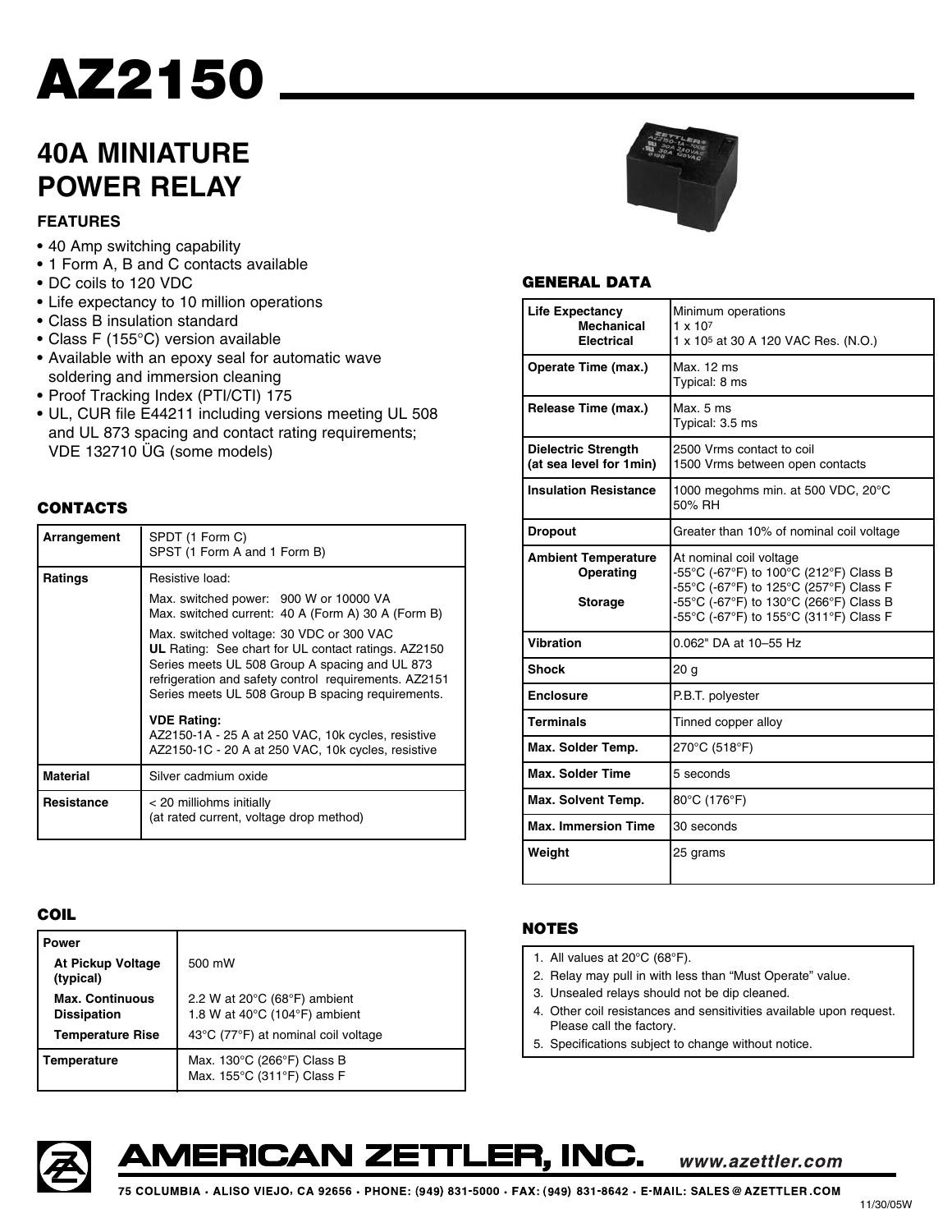# AZ2150

## 40A MINIATURE POWER RELAY

### FEATURES

- 40 Amp switching capability
- 1 Form A, B and C contacts available
- DC coils to 120 VDC
- Life expectancy to 10 million operations
- Class B insulation standard
- Class F (155°C) version available
- Available with an epoxy seal for automatic wave soldering and immersion cleaning
- Proof Tracking Index (PTI/CTI) 175
- UL, CUR file E44211 including versions meeting UL 508 and UL 873 spacing and contact rating requirements; VDE 132710 ÜG (some models)

### CONTACTS

| | |
|---|---|
| **Arrangement** | SPDT (1 Form C)<br>SPST (1 Form A and 1 Form B) |
| **Ratings** | Resistive load:<br>Max. switched power: 900 W or 10000 VA<br>Max. switched current: 40 A (Form A) 30 A (Form B)<br>Max. switched voltage: 30 VDC or 300 VAC<br>**UL** Rating: See chart for UL contact ratings. AZ2150 Series meets UL 508 Group A spacing and UL 873 refrigeration and safety control requirements. AZ2151 Series meets UL 508 Group B spacing requirements.<br>**VDE Rating:**<br>AZ2150-1A - 25 A at 250 VAC, 10k cycles, resistive<br>AZ2150-1C - 20 A at 250 VAC, 10k cycles, resistive |
| **Material** | Silver cadmium oxide |
| **Resistance** | < 20 milliohms initially<br>(at rated current, voltage drop method) |

### COIL

| | |
|---|---|
| **Power** | |
| **At Pickup Voltage (typical)** | 500 mW |
| **Max. Continuous Dissipation** | 2.2 W at 20°C (68°F) ambient<br>1.8 W at 40°C (104°F) ambient |
| **Temperature Rise** | 43°C (77°F) at nominal coil voltage |
| **Temperature** | Max. 130°C (266°F) Class B<br>Max. 155°C (311°F) Class F |

### GENERAL DATA

| | |
|---|---|
| **Life Expectancy**<br>**Mechanical**<br>**Electrical** | Minimum operations<br>$1 \times 10^7$<br>$1 \times 10^5$ at 30 A 120 VAC Res. (N.O.) |
| **Operate Time (max.)** | Max. 12 ms<br>Typical: 8 ms |
| **Release Time (max.)** | Max. 5 ms<br>Typical: 3.5 ms |
| **Dielectric Strength (at sea level for 1min)** | 2500 Vrms contact to coil<br>1500 Vrms between open contacts |
| **Insulation Resistance** | 1000 megohms min. at 500 VDC, 20°C 50% RH |
| **Dropout** | Greater than 10% of nominal coil voltage |
| **Ambient Temperature**<br>**Operating**<br><br>**Storage** | At nominal coil voltage<br>-55°C (-67°F) to 100°C (212°F) Class B<br>-55°C (-67°F) to 125°C (257°F) Class F<br>-55°C (-67°F) to 130°C (266°F) Class B<br>-55°C (-67°F) to 155°C (311°F) Class F |
| **Vibration** | 0.062" DA at 10–55 Hz |
| **Shock** | 20 g |
| **Enclosure** | P.B.T. polyester |
| **Terminals** | Tinned copper alloy |
| **Max. Solder Temp.** | 270°C (518°F) |
| **Max. Solder Time** | 5 seconds |
| **Max. Solvent Temp.** | 80°C (176°F) |
| **Max. Immersion Time** | 30 seconds |
| **Weight** | 25 grams |

### NOTES

1. All values at 20°C (68°F).
2. Relay may pull in with less than "Must Operate" value.
3. Unsealed relays should not be dip cleaned.
4. Other coil resistances and sensitivities available upon request. Please call the factory.
5. Specifications subject to change without notice.

**AMERICAN ZETTLER, INC.** *www.azettler.com*

75 COLUMBIA · ALISO VIEJO, CA 92656 · PHONE: (949) 831-5000 · FAX: (949) 831-8642 · E-MAIL: SALES@AZETTLER.COM

11/30/05W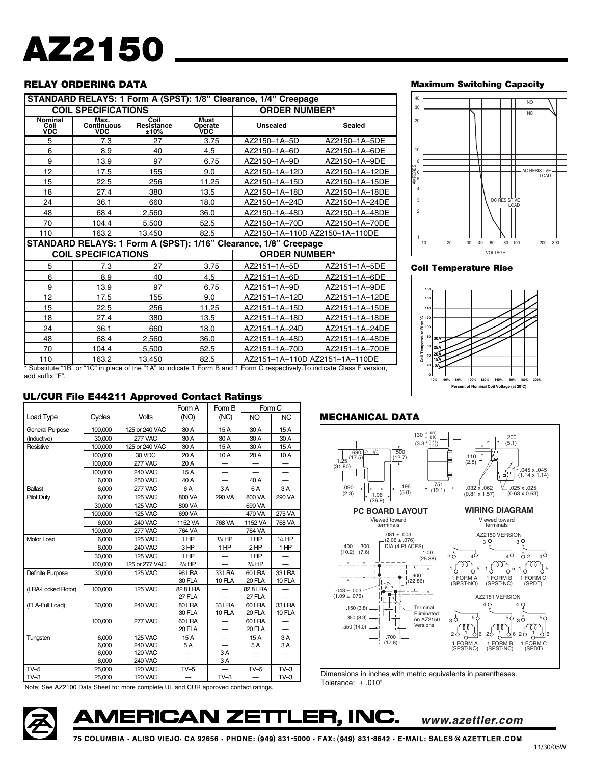# AZ2150

## RELAY ORDERING DATA

| STANDARD RELAYS: 1 Form A (SPST): 1/8" Clearance, 1/4" Creepage | | | | | |
|---|---|---|---|---|---|
| COIL SPECIFICATIONS | | | | ORDER NUMBER* | |
| Nominal Coil VDC | Max. Continuous VDC | Coil Resistance ±10% | Must Operate VDC | Unsealed | Sealed |
| 5 | 7.3 | 27 | 3.75 | AZ2150–1A–5D | AZ2150–1A–5DE |
| 6 | 8.9 | 40 | 4.5 | AZ2150–1A–6D | AZ2150–1A–6DE |
| 9 | 13.9 | 97 | 6.75 | AZ2150–1A–9D | AZ2150–1A–9DE |
| 12 | 17.5 | 155 | 9.0 | AZ2150–1A–12D | AZ2150–1A–12DE |
| 15 | 22.5 | 256 | 11.25 | AZ2150–1A–15D | AZ2150–1A–15DE |
| 18 | 27.4 | 380 | 13.5 | AZ2150–1A–18D | AZ2150–1A–18DE |
| 24 | 36.1 | 660 | 18.0 | AZ2150–1A–24D | AZ2150–1A–24DE |
| 48 | 68.4 | 2,560 | 36.0 | AZ2150–1A–48D | AZ2150–1A–48DE |
| 70 | 104.4 | 5,500 | 52.5 | AZ2150–1A–70D | AZ2150–1A–70DE |
| 110 | 163.2 | 13,450 | 82.5 | AZ2150–1A–110D | AZ2150–1A–110DE |
| STANDARD RELAYS: 1 Form A (SPST): 1/16" Clearance, 1/8" Creepage | | | | | |
| COIL SPECIFICATIONS | | | | ORDER NUMBER* | |
| 5 | 7.3 | 27 | 3.75 | AZ2151–1A–5D | AZ2151–1A–5DE |
| 6 | 8.9 | 40 | 4.5 | AZ2151–1A–6D | AZ2151–1A–6DE |
| 9 | 13.9 | 97 | 6.75 | AZ2151–1A–9D | AZ2151–1A–9DE |
| 12 | 17.5 | 155 | 9.0 | AZ2151–1A–12D | AZ2151–1A–12DE |
| 15 | 22.5 | 256 | 11.25 | AZ2151–1A–15D | AZ2151–1A–15DE |
| 18 | 27.4 | 380 | 13.5 | AZ2151–1A–18D | AZ2151–1A–18DE |
| 24 | 36.1 | 660 | 18.0 | AZ2151–1A–24D | AZ2151–1A–24DE |
| 48 | 68.4 | 2,560 | 36.0 | AZ2151–1A–48D | AZ2151–1A–48DE |
| 70 | 104.4 | 5,500 | 52.5 | AZ2151–1A–70D | AZ2151–1A–70DE |
| 110 | 163.2 | 13,450 | 82.5 | AZ2151–1A–110D | AZ2151–1A–110DE |

* Substitute "1B" or "1C" in place of the "1A" to indicate 1 Form B and 1 Form C respectively. To indicate Class F version, add suffix "F".

## Maximum Switching Capacity

NO
NC
AC RESISTIVE LOAD
DC RESISTIVE LOAD
AMPERES
VOLTAGE
40, 30, 20, 10, 8, 6, 5, 4, 3, 2, 1
10, 20, 30, 40, 60, 80, 100, 200, 300

## Coil Temperature Rise

Coil Temperature Rise °C
Percent of Nominal Coil Voltage (at 20°C)
30A, 25A, 20A, 15A, 0A
0, 20, 40, 60, 80, 100, 120, 140, 160, 180
40%, 60%, 80%, 100%, 120%, 140%, 160%, 180%, 200%

## UL/CUR File E44211 Approved Contact Ratings

| Load Type | Cycles | Volts | Form A (NO) | Form B (NC) | Form C NO | Form C NC |
|---|---|---|---|---|---|---|
| General Purpose | 100,000 | 125 or 240 VAC | 30 A | 15 A | 30 A | 15 A |
| (Inductive) | 30,000 | 277 VAC | 30 A | 30 A | 30 A | 30 A |
| Resistive | 100,000 | 125 or 240 VAC | 30 A | 15 A | 30 A | 15 A |
| | 100,000 | 30 VDC | 20 A | 10 A | 20 A | 10 A |
| | 100,000 | 277 VAC | 20 A | — | — | — |
| | 100,000 | 240 VAC | 15 A | — | — | — |
| | 6,000 | 250 VAC | 40 A | — | 40 A | — |
| Ballast | 6,000 | 277 VAC | 6 A | 3 A | 6 A | 3 A |
| Pilot Duty | 6,000 | 125 VAC | 800 VA | 290 VA | 800 VA | 290 VA |
| | 30,000 | 125 VAC | 800 VA | — | 690 VA | — |
| | 100,000 | 125 VAC | 690 VA | — | 470 VA | 275 VA |
| | 6,000 | 240 VAC | 1152 VA | 768 VA | 1152 VA | 768 VA |
| | 100,000 | 277 VAC | 764 VA | — | 764 VA | — |
| Motor Load | 6,000 | 125 VAC | 1 HP | 1/4 HP | 1 HP | 1/4 HP |
| | 6,000 | 240 VAC | 3 HP | 1 HP | 2 HP | 1 HP |
| | 30,000 | 125 VAC | 1 HP | — | 1 HP | — |
| | 100,000 | 125 or 277 VAC | 3/4 HP | — | 3/4 HP | — |
| Definite Purpose | 30,000 | 125 VAC | 96 LRA 30 FLA | 33 LRA 10 FLA | 60 LRA 20 FLA | 33 LRA 10 FLA |
| (LRA-Locked Rotor) | 100,000 | 125 VAC | 82.8 LRA 27 FLA | — | 82.8 LRA 27 FLA | — |
| (FLA-Full Load) | 30,000 | 240 VAC | 80 LRA 30 FLA | 33 LRA 10 FLA | 60 LRA 20 FLA | 33 LRA 10 FLA |
| | 100,000 | 277 VAC | 60 LRA 20 FLA | — | 60 LRA 20 FLA | — |
| Tungsten | 6,000 | 125 VAC | 15 A | — | 15 A | 3 A |
| | 6,000 | 240 VAC | 5 A | — | 5 A | 3 A |
| | 6,000 | 120 VAC | — | 3 A | — | — |
| | 6,000 | 240 VAC | — | 3 A | — | — |
| TV–5 | 25,000 | 120 VAC | TV–5 | — | TV–5 | TV–3 |
| TV–3 | 25,000 | 120 VAC | — | TV–3 | — | TV–3 |

Note: See AZ2100 Data Sheet for more complete UL and CUR approved contact ratings.

## MECHANICAL DATA

.130 +.020 −.010 (3.3 +0.51 −0.25)
.200 (5.1)
.690 (17.5)
1.25 (31.80)
.500 (12.7)
.110 (2.8)
.045 x .045 (1.14 x 1.14)
.090 (2.3)
1.06 (26.9)
.196 (5.0)
.751 (19.1)
.032 x .062 (0.81 x 1.57)
.025 x .025 (0.63 x 0.63)

### PC BOARD LAYOUT

Viewed toward terminals

.081 ± .003 (2.06 ± .076) DIA (4 PLACES)
.400 (10.2)
.300 (7.6)
1.00 (25.38)
.900 (22.86)
.043 ± .003 (1.09 ± .076)
.150 (3.8)
.350 (8.9)
.550 (14.0)
.700 (17.8)
Terminal Eliminated on AZ2150 Versions

### WIRING DIAGRAM

Viewed toward terminals

AZ2150 VERSION

1 FORM A (SPST-NO) | 1 FORM B (SPST-NC) | 1 FORM C (SPDT)

AZ2151 VERSION

1 FORM A (SPST-NO) | 1 FORM B (SPST-NC) | 1 FORM C (SPDT)

Dimensions in inches with metric equivalents in parentheses.
Tolerance: ± .010"

**AMERICAN ZETTLER, INC.** www.azettler.com

75 COLUMBIA · ALISO VIEJO, CA 92656 · PHONE: (949) 831-5000 · FAX: (949) 831-8642 · E-MAIL: SALES@AZETTLER.COM

11/30/05W